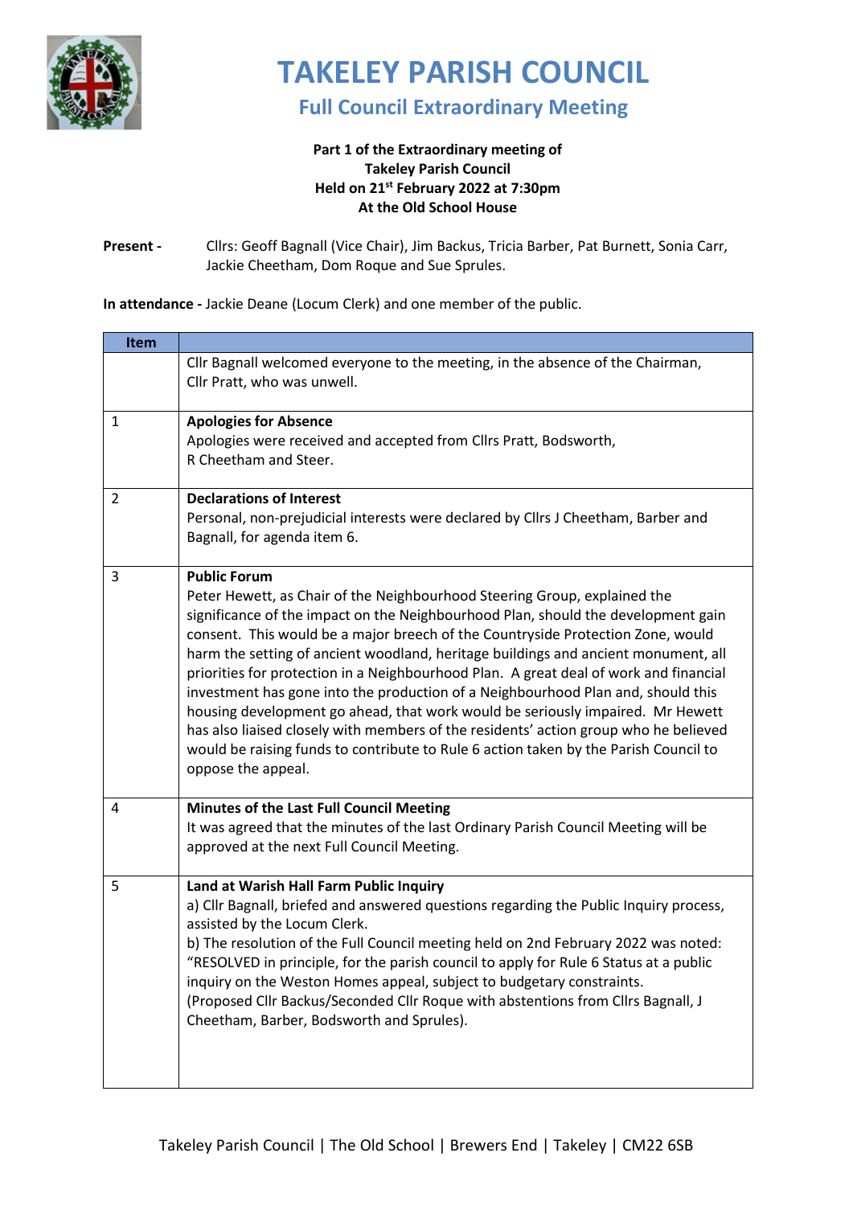# TAKELEY PARISH COUNCIL

## Full Council Extraordinary Meeting

**Part 1 of the Extraordinary meeting of**
**Takeley Parish Council**
**Held on 21st February 2022 at 7:30pm**
**At the Old School House**

**Present -** Cllrs: Geoff Bagnall (Vice Chair), Jim Backus, Tricia Barber, Pat Burnett, Sonia Carr, Jackie Cheetham, Dom Roque and Sue Sprules.

**In attendance -** Jackie Deane (Locum Clerk) and one member of the public.

| Item | |
|---|---|
| | Cllr Bagnall welcomed everyone to the meeting, in the absence of the Chairman, Cllr Pratt, who was unwell. |
| 1 | **Apologies for Absence**<br>Apologies were received and accepted from Cllrs Pratt, Bodsworth, R Cheetham and Steer. |
| 2 | **Declarations of Interest**<br>Personal, non-prejudicial interests were declared by Cllrs J Cheetham, Barber and Bagnall, for agenda item 6. |
| 3 | **Public Forum**<br>Peter Hewett, as Chair of the Neighbourhood Steering Group, explained the significance of the impact on the Neighbourhood Plan, should the development gain consent. This would be a major breech of the Countryside Protection Zone, would harm the setting of ancient woodland, heritage buildings and ancient monument, all priorities for protection in a Neighbourhood Plan. A great deal of work and financial investment has gone into the production of a Neighbourhood Plan and, should this housing development go ahead, that work would be seriously impaired. Mr Hewett has also liaised closely with members of the residents' action group who he believed would be raising funds to contribute to Rule 6 action taken by the Parish Council to oppose the appeal. |
| 4 | **Minutes of the Last Full Council Meeting**<br>It was agreed that the minutes of the last Ordinary Parish Council Meeting will be approved at the next Full Council Meeting. |
| 5 | **Land at Warish Hall Farm Public Inquiry**<br>a) Cllr Bagnall, briefed and answered questions regarding the Public Inquiry process, assisted by the Locum Clerk.<br>b) The resolution of the Full Council meeting held on 2nd February 2022 was noted: "RESOLVED in principle, for the parish council to apply for Rule 6 Status at a public inquiry on the Weston Homes appeal, subject to budgetary constraints. (Proposed Cllr Backus/Seconded Cllr Roque with abstentions from Cllrs Bagnall, J Cheetham, Barber, Bodsworth and Sprules). |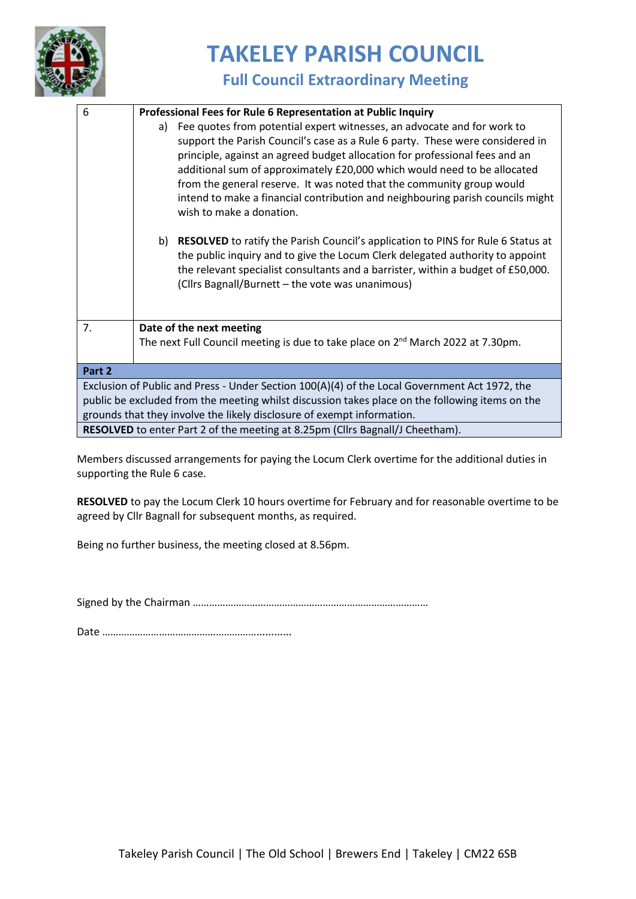# TAKELEY PARISH COUNCIL

## Full Council Extraordinary Meeting

| | |
|---|---|
| 6 | **Professional Fees for Rule 6 Representation at Public Inquiry**<br>a) Fee quotes from potential expert witnesses, an advocate and for work to support the Parish Council's case as a Rule 6 party. These were considered in principle, against an agreed budget allocation for professional fees and an additional sum of approximately £20,000 which would need to be allocated from the general reserve. It was noted that the community group would intend to make a financial contribution and neighbouring parish councils might wish to make a donation.<br><br>b) **RESOLVED** to ratify the Parish Council's application to PINS for Rule 6 Status at the public inquiry and to give the Locum Clerk delegated authority to appoint the relevant specialist consultants and a barrister, within a budget of £50,000. (Cllrs Bagnall/Burnett – the vote was unanimous) |
| 7. | **Date of the next meeting**<br>The next Full Council meeting is due to take place on 2nd March 2022 at 7.30pm. |
| **Part 2** | |
| Exclusion of Public and Press - Under Section 100(A)(4) of the Local Government Act 1972, the public be excluded from the meeting whilst discussion takes place on the following items on the grounds that they involve the likely disclosure of exempt information. | |
| **RESOLVED** to enter Part 2 of the meeting at 8.25pm (Cllrs Bagnall/J Cheetham). | |

Members discussed arrangements for paying the Locum Clerk overtime for the additional duties in supporting the Rule 6 case.

**RESOLVED** to pay the Locum Clerk 10 hours overtime for February and for reasonable overtime to be agreed by Cllr Bagnall for subsequent months, as required.

Being no further business, the meeting closed at 8.56pm.

Signed by the Chairman ……………………………………………………………………………

Date ………………………………………………………..........